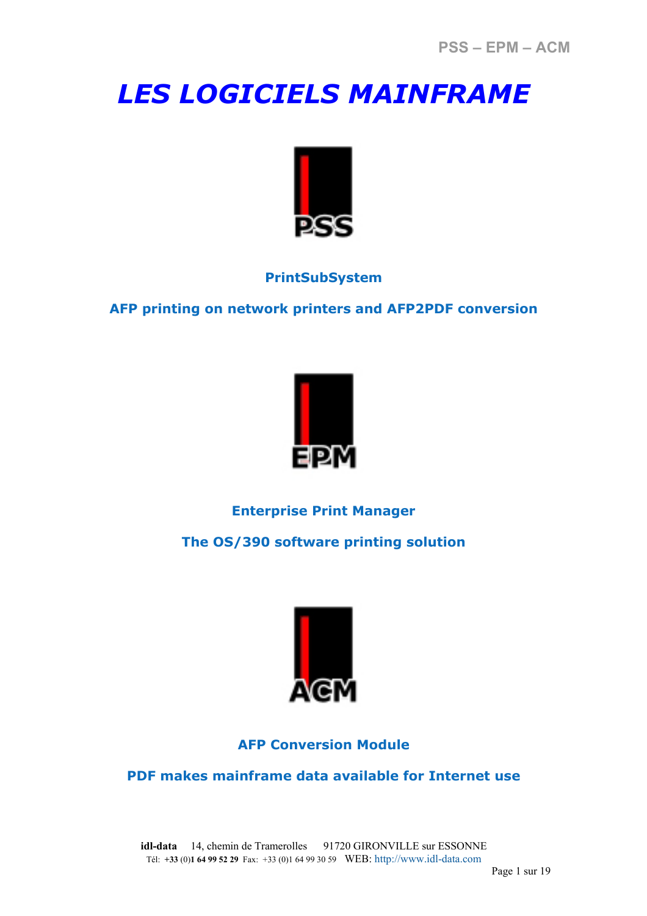# *LES LOGICIELS MAINFRAME*

PSS

**PrintSubSystem**

**AFP printing on network printers and AFP2PDF conversion**

EPM

**Enterprise Print Manager**

**The OS/390 software printing solution**

ACM

**AFP Conversion Module**

**PDF makes mainframe data available for Internet use**

**idl-data** 14, chemin de Tramerolles 91720 GIRONVILLE sur ESSONNE
Tél: **+33** (0)**1 64 99 52 29** Fax: +33 (0)1 64 99 30 59 WEB: http://www.idl-data.com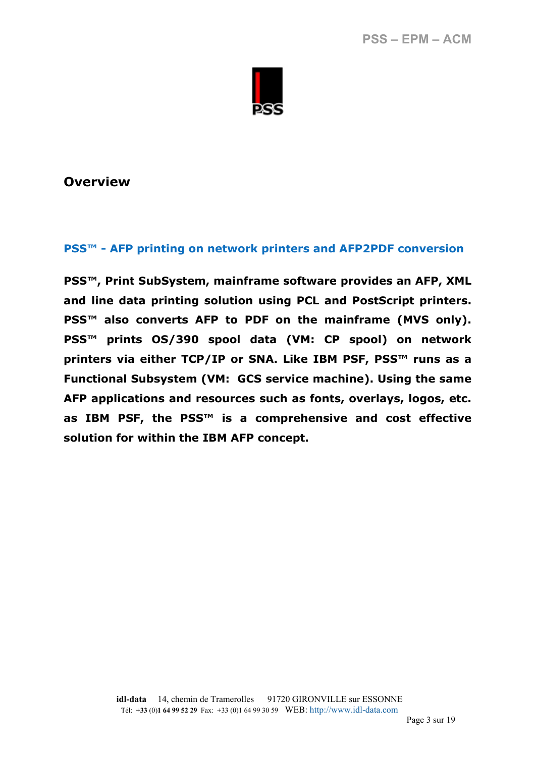# Overview

## PSS™ - AFP printing on network printers and AFP2PDF conversion

**PSS™, Print SubSystem, mainframe software provides an AFP, XML and line data printing solution using PCL and PostScript printers. PSS™ also converts AFP to PDF on the mainframe (MVS only). PSS™ prints OS/390 spool data (VM: CP spool) on network printers via either TCP/IP or SNA. Like IBM PSF, PSS™ runs as a Functional Subsystem (VM: GCS service machine). Using the same AFP applications and resources such as fonts, overlays, logos, etc. as IBM PSF, the PSS™ is a comprehensive and cost effective solution for within the IBM AFP concept.**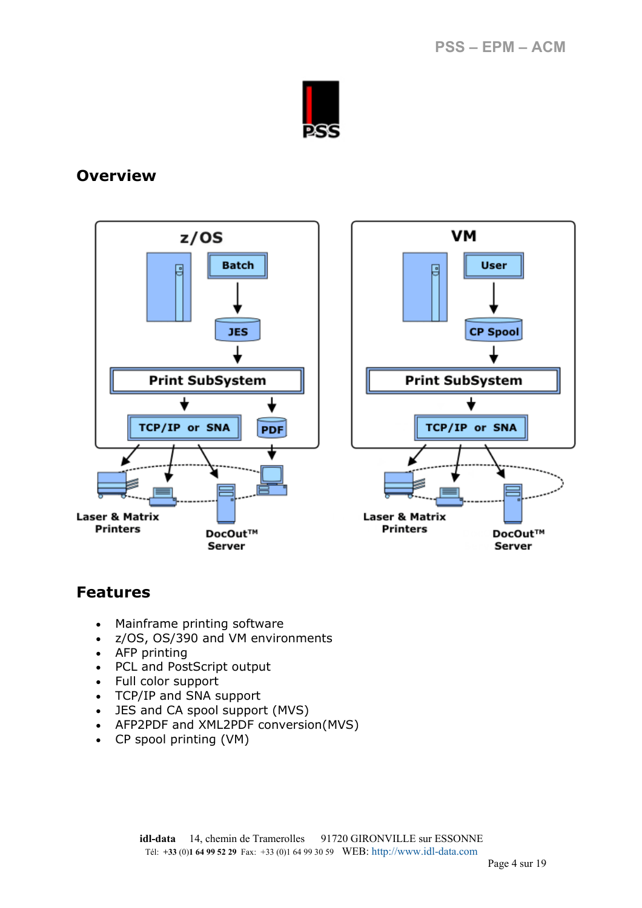## Overview

## Features

- Mainframe printing software
- z/OS, OS/390 and VM environments
- AFP printing
- PCL and PostScript output
- Full color support
- TCP/IP and SNA support
- JES and CA spool support (MVS)
- AFP2PDF and XML2PDF conversion(MVS)
- CP spool printing (VM)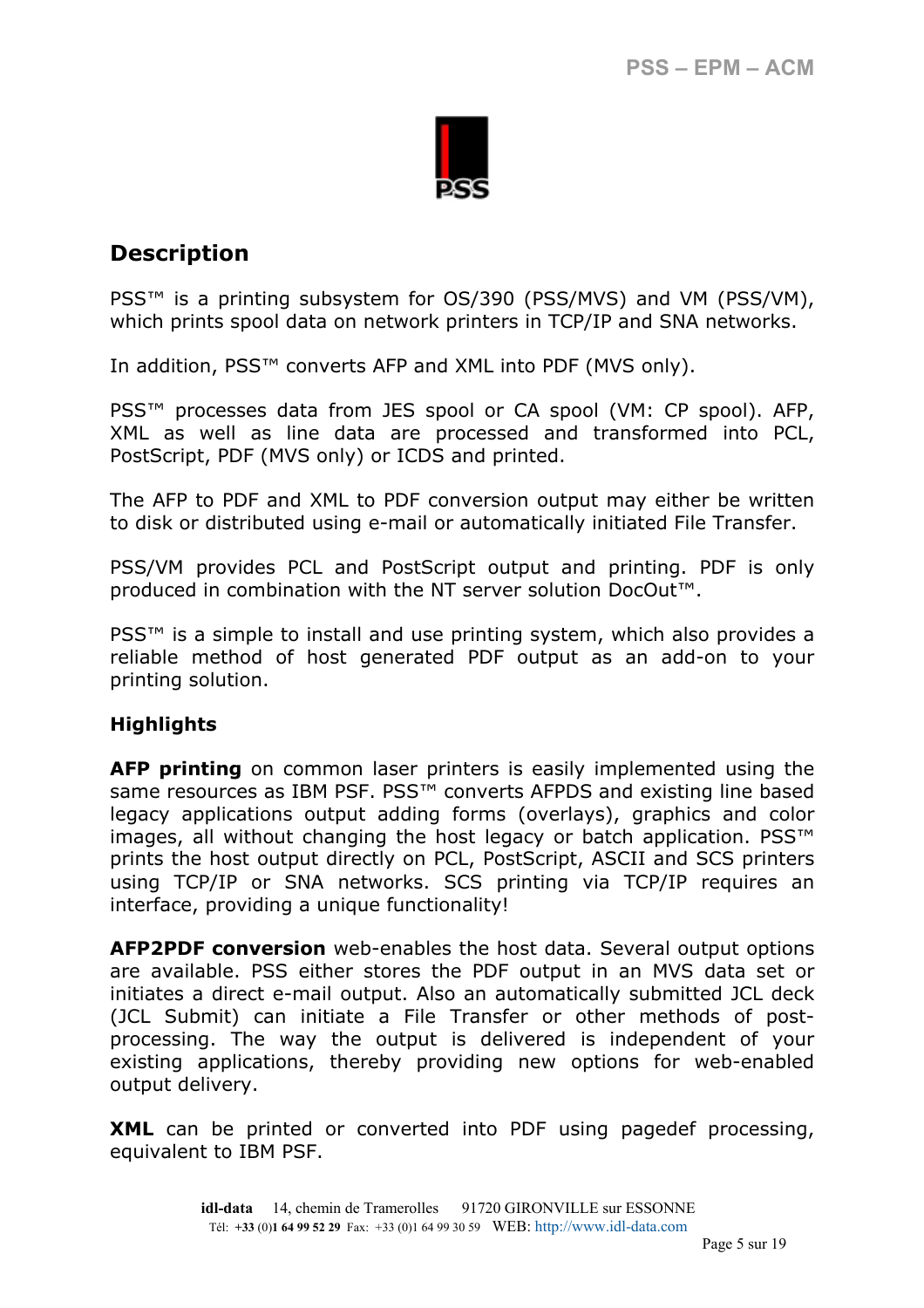## Description

PSS™ is a printing subsystem for OS/390 (PSS/MVS) and VM (PSS/VM), which prints spool data on network printers in TCP/IP and SNA networks.

In addition, PSS™ converts AFP and XML into PDF (MVS only).

PSS™ processes data from JES spool or CA spool (VM: CP spool). AFP, XML as well as line data are processed and transformed into PCL, PostScript, PDF (MVS only) or ICDS and printed.

The AFP to PDF and XML to PDF conversion output may either be written to disk or distributed using e-mail or automatically initiated File Transfer.

PSS/VM provides PCL and PostScript output and printing. PDF is only produced in combination with the NT server solution DocOut™.

PSS™ is a simple to install and use printing system, which also provides a reliable method of host generated PDF output as an add-on to your printing solution.

### Highlights

**AFP printing** on common laser printers is easily implemented using the same resources as IBM PSF. PSS™ converts AFPDS and existing line based legacy applications output adding forms (overlays), graphics and color images, all without changing the host legacy or batch application. PSS™ prints the host output directly on PCL, PostScript, ASCII and SCS printers using TCP/IP or SNA networks. SCS printing via TCP/IP requires an interface, providing a unique functionality!

**AFP2PDF conversion** web-enables the host data. Several output options are available. PSS either stores the PDF output in an MVS data set or initiates a direct e-mail output. Also an automatically submitted JCL deck (JCL Submit) can initiate a File Transfer or other methods of post-processing. The way the output is delivered is independent of your existing applications, thereby providing new options for web-enabled output delivery.

**XML** can be printed or converted into PDF using pagedef processing, equivalent to IBM PSF.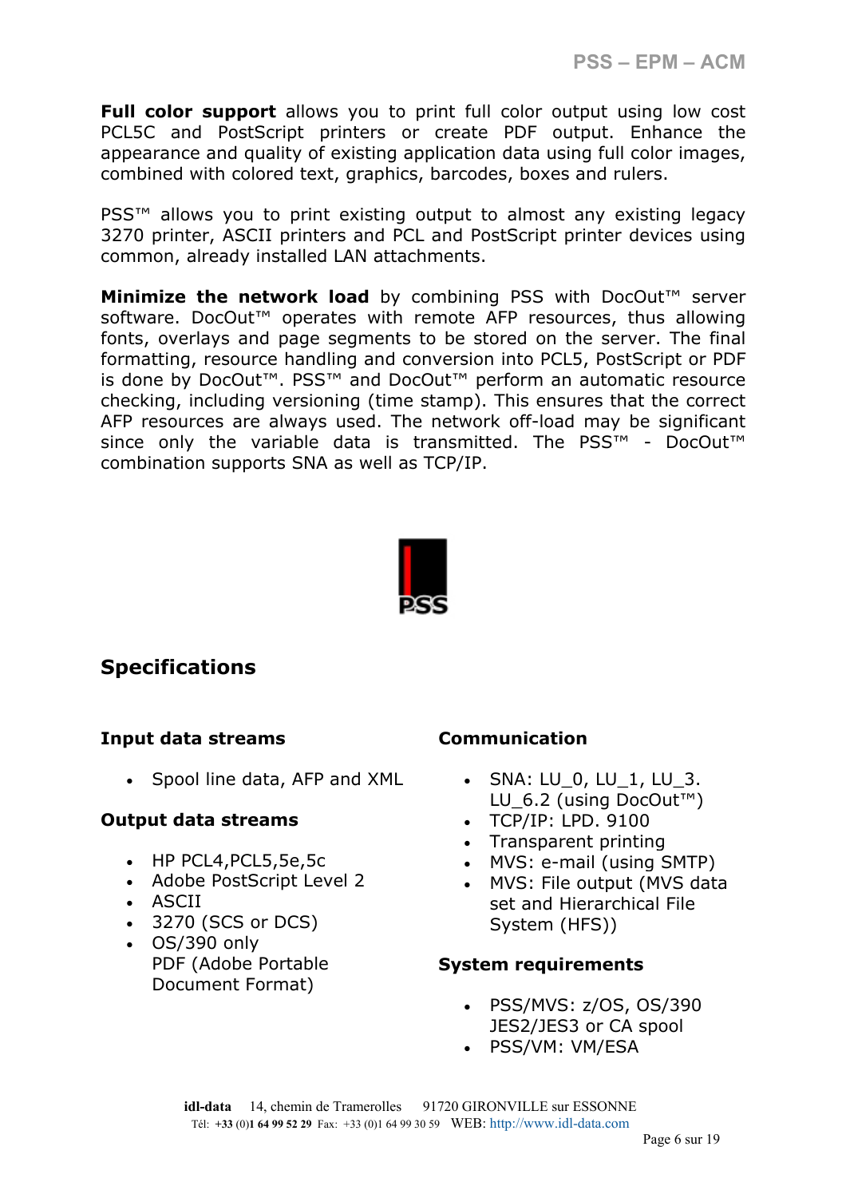**Full color support** allows you to print full color output using low cost PCL5C and PostScript printers or create PDF output. Enhance the appearance and quality of existing application data using full color images, combined with colored text, graphics, barcodes, boxes and rulers.

PSS™ allows you to print existing output to almost any existing legacy 3270 printer, ASCII printers and PCL and PostScript printer devices using common, already installed LAN attachments.

**Minimize the network load** by combining PSS with DocOut™ server software. DocOut™ operates with remote AFP resources, thus allowing fonts, overlays and page segments to be stored on the server. The final formatting, resource handling and conversion into PCL5, PostScript or PDF is done by DocOut™. PSS™ and DocOut™ perform an automatic resource checking, including versioning (time stamp). This ensures that the correct AFP resources are always used. The network off-load may be significant since only the variable data is transmitted. The PSS™ - DocOut™ combination supports SNA as well as TCP/IP.

## Specifications

### Input data streams

- Spool line data, AFP and XML

### Output data streams

- HP PCL4,PCL5,5e,5c
- Adobe PostScript Level 2
- ASCII
- 3270 (SCS or DCS)
- OS/390 only
  PDF (Adobe Portable Document Format)

### Communication

- SNA: LU_0, LU_1, LU_3. LU_6.2 (using DocOut™)
- TCP/IP: LPD. 9100
- Transparent printing
- MVS: e-mail (using SMTP)
- MVS: File output (MVS data set and Hierarchical File System (HFS))

### System requirements

- PSS/MVS: z/OS, OS/390 JES2/JES3 or CA spool
- PSS/VM: VM/ESA

**idl-data** 14, chemin de Tramerolles 91720 GIRONVILLE sur ESSONNE
Tél: **+33** (0)**1 64 99 52 29** Fax: +33 (0)1 64 99 30 59 WEB: http://www.idl-data.com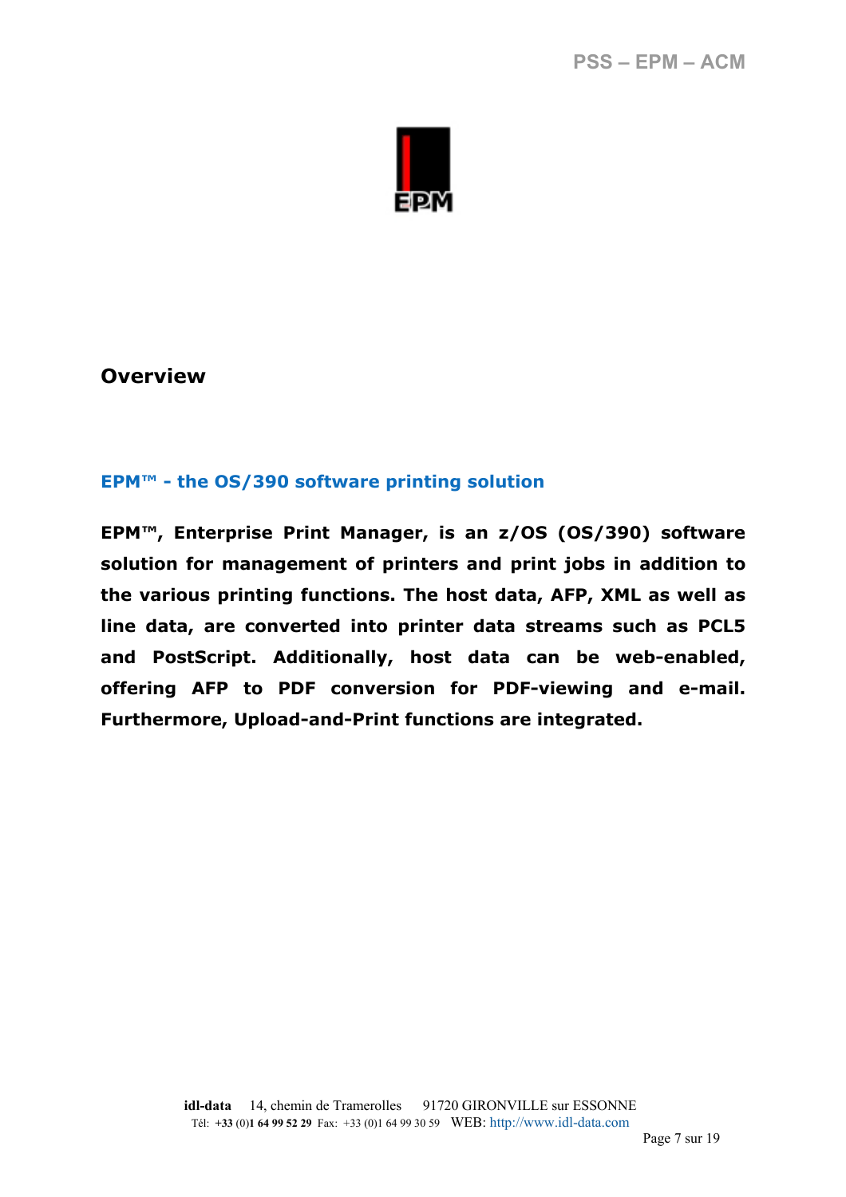## Overview

### EPM™ - the OS/390 software printing solution

**EPM™, Enterprise Print Manager, is an z/OS (OS/390) software solution for management of printers and print jobs in addition to the various printing functions. The host data, AFP, XML as well as line data, are converted into printer data streams such as PCL5 and PostScript. Additionally, host data can be web-enabled, offering AFP to PDF conversion for PDF-viewing and e-mail. Furthermore, Upload-and-Print functions are integrated.**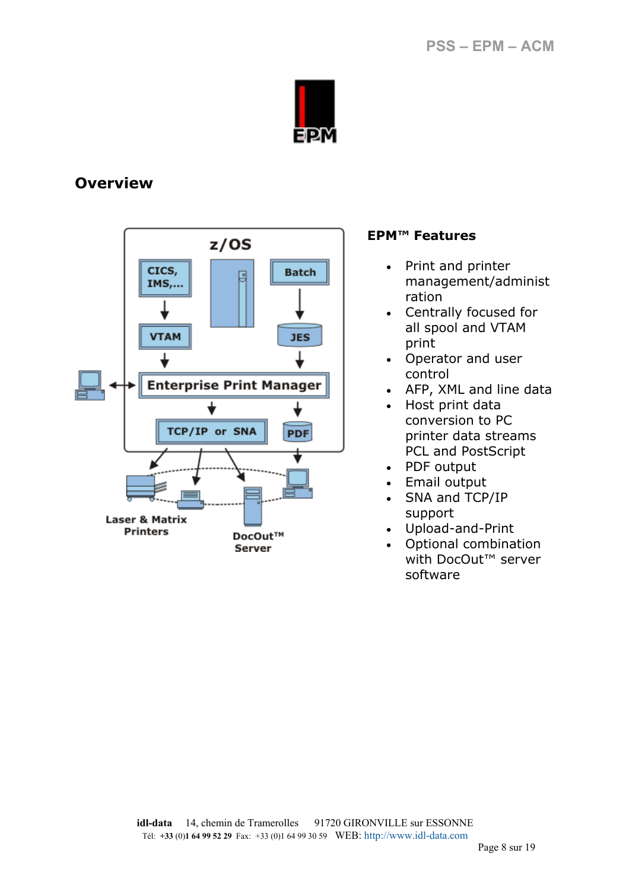## Overview

### EPM™ Features

- Print and printer management/administration
- Centrally focused for all spool and VTAM print
- Operator and user control
- AFP, XML and line data
- Host print data conversion to PC printer data streams PCL and PostScript
- PDF output
- Email output
- SNA and TCP/IP support
- Upload-and-Print
- Optional combination with DocOut™ server software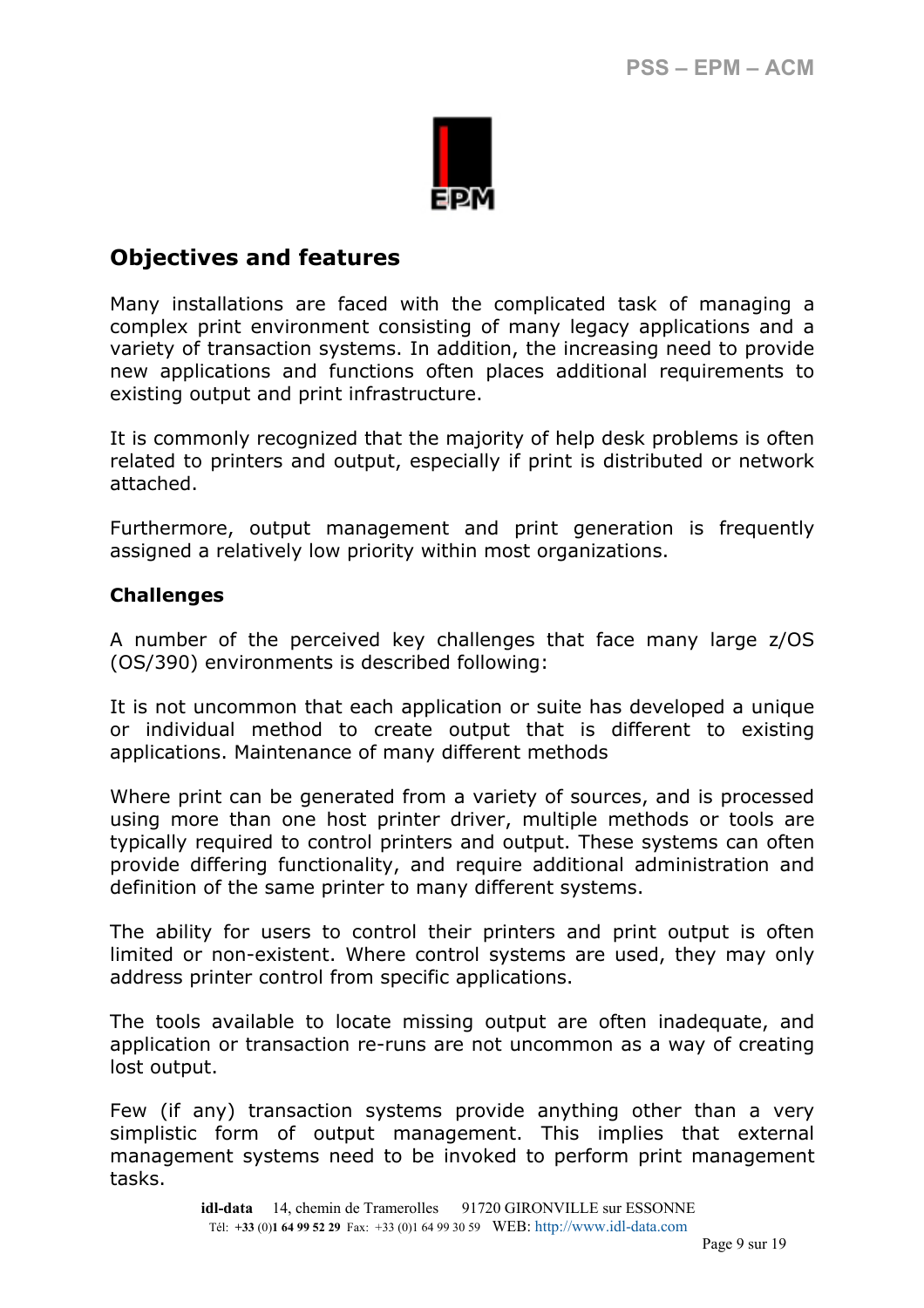## Objectives and features

Many installations are faced with the complicated task of managing a complex print environment consisting of many legacy applications and a variety of transaction systems. In addition, the increasing need to provide new applications and functions often places additional requirements to existing output and print infrastructure.

It is commonly recognized that the majority of help desk problems is often related to printers and output, especially if print is distributed or network attached.

Furthermore, output management and print generation is frequently assigned a relatively low priority within most organizations.

### Challenges

A number of the perceived key challenges that face many large z/OS (OS/390) environments is described following:

It is not uncommon that each application or suite has developed a unique or individual method to create output that is different to existing applications. Maintenance of many different methods

Where print can be generated from a variety of sources, and is processed using more than one host printer driver, multiple methods or tools are typically required to control printers and output. These systems can often provide differing functionality, and require additional administration and definition of the same printer to many different systems.

The ability for users to control their printers and print output is often limited or non-existent. Where control systems are used, they may only address printer control from specific applications.

The tools available to locate missing output are often inadequate, and application or transaction re-runs are not uncommon as a way of creating lost output.

Few (if any) transaction systems provide anything other than a very simplistic form of output management. This implies that external management systems need to be invoked to perform print management tasks.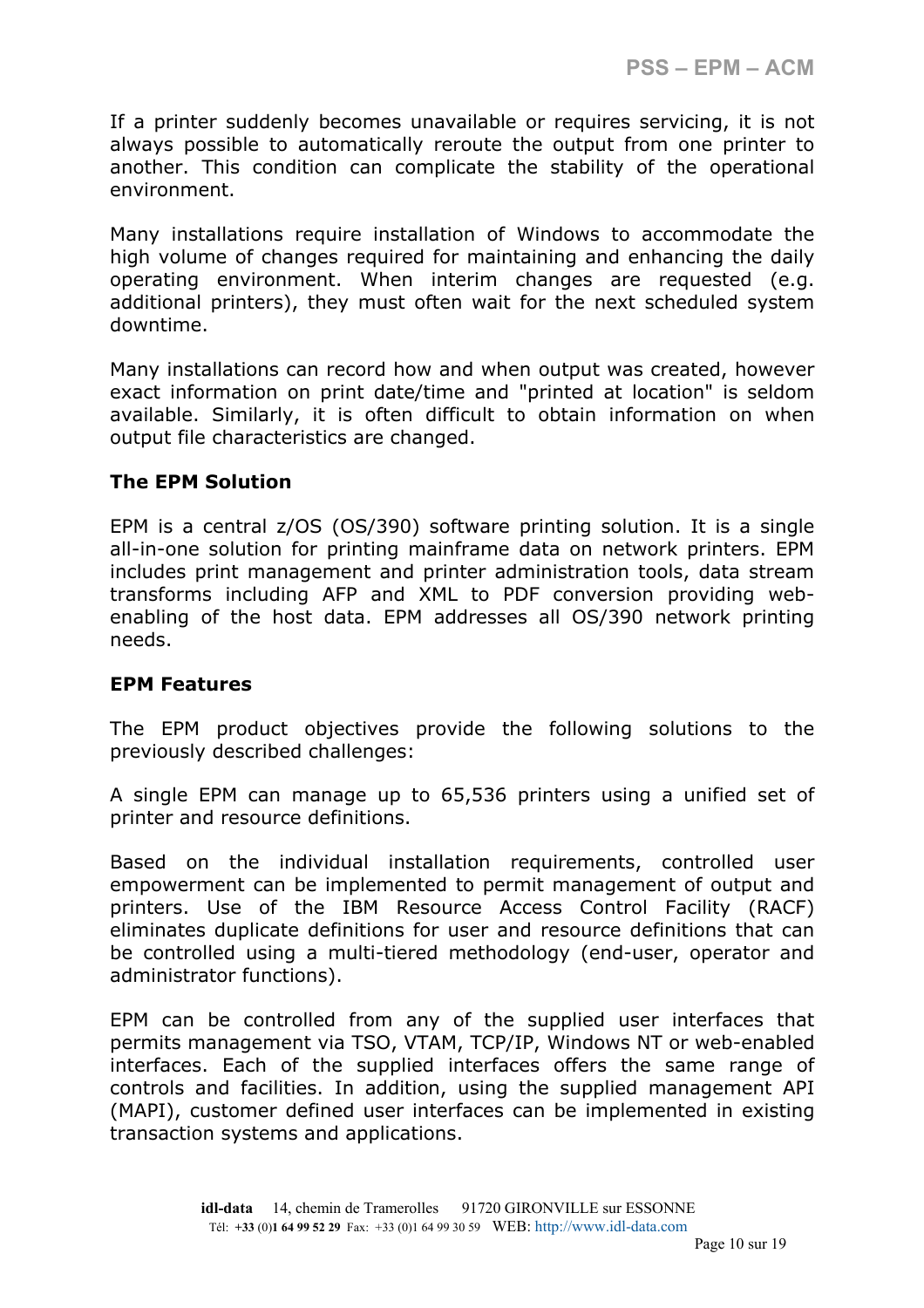If a printer suddenly becomes unavailable or requires servicing, it is not always possible to automatically reroute the output from one printer to another. This condition can complicate the stability of the operational environment.

Many installations require installation of Windows to accommodate the high volume of changes required for maintaining and enhancing the daily operating environment. When interim changes are requested (e.g. additional printers), they must often wait for the next scheduled system downtime.

Many installations can record how and when output was created, however exact information on print date/time and "printed at location" is seldom available. Similarly, it is often difficult to obtain information on when output file characteristics are changed.

**The EPM Solution**

EPM is a central z/OS (OS/390) software printing solution. It is a single all-in-one solution for printing mainframe data on network printers. EPM includes print management and printer administration tools, data stream transforms including AFP and XML to PDF conversion providing web-enabling of the host data. EPM addresses all OS/390 network printing needs.

**EPM Features**

The EPM product objectives provide the following solutions to the previously described challenges:

A single EPM can manage up to 65,536 printers using a unified set of printer and resource definitions.

Based on the individual installation requirements, controlled user empowerment can be implemented to permit management of output and printers. Use of the IBM Resource Access Control Facility (RACF) eliminates duplicate definitions for user and resource definitions that can be controlled using a multi-tiered methodology (end-user, operator and administrator functions).

EPM can be controlled from any of the supplied user interfaces that permits management via TSO, VTAM, TCP/IP, Windows NT or web-enabled interfaces. Each of the supplied interfaces offers the same range of controls and facilities. In addition, using the supplied management API (MAPI), customer defined user interfaces can be implemented in existing transaction systems and applications.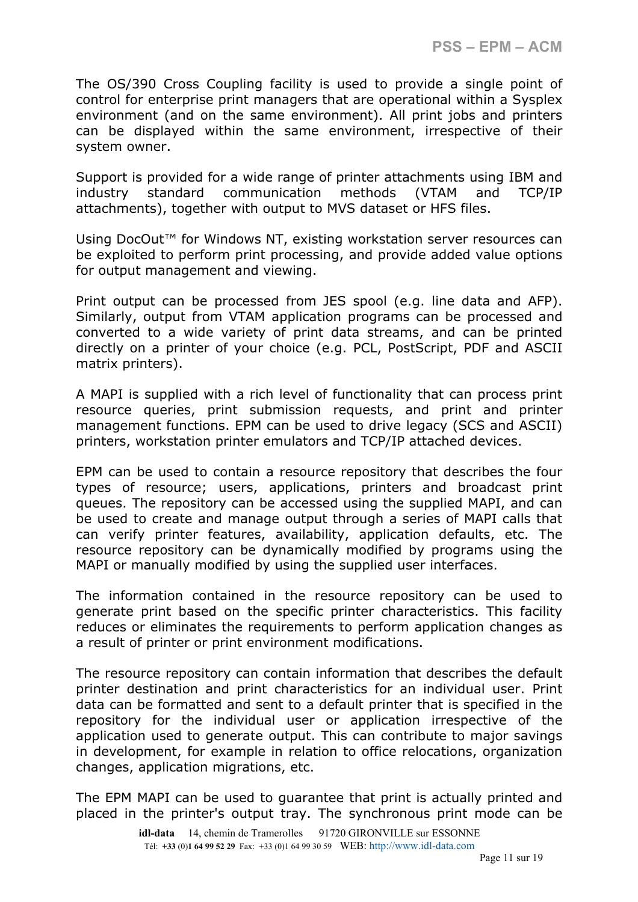The OS/390 Cross Coupling facility is used to provide a single point of control for enterprise print managers that are operational within a Sysplex environment (and on the same environment). All print jobs and printers can be displayed within the same environment, irrespective of their system owner.

Support is provided for a wide range of printer attachments using IBM and industry standard communication methods (VTAM and TCP/IP attachments), together with output to MVS dataset or HFS files.

Using DocOut™ for Windows NT, existing workstation server resources can be exploited to perform print processing, and provide added value options for output management and viewing.

Print output can be processed from JES spool (e.g. line data and AFP). Similarly, output from VTAM application programs can be processed and converted to a wide variety of print data streams, and can be printed directly on a printer of your choice (e.g. PCL, PostScript, PDF and ASCII matrix printers).

A MAPI is supplied with a rich level of functionality that can process print resource queries, print submission requests, and print and printer management functions. EPM can be used to drive legacy (SCS and ASCII) printers, workstation printer emulators and TCP/IP attached devices.

EPM can be used to contain a resource repository that describes the four types of resource; users, applications, printers and broadcast print queues. The repository can be accessed using the supplied MAPI, and can be used to create and manage output through a series of MAPI calls that can verify printer features, availability, application defaults, etc. The resource repository can be dynamically modified by programs using the MAPI or manually modified by using the supplied user interfaces.

The information contained in the resource repository can be used to generate print based on the specific printer characteristics. This facility reduces or eliminates the requirements to perform application changes as a result of printer or print environment modifications.

The resource repository can contain information that describes the default printer destination and print characteristics for an individual user. Print data can be formatted and sent to a default printer that is specified in the repository for the individual user or application irrespective of the application used to generate output. This can contribute to major savings in development, for example in relation to office relocations, organization changes, application migrations, etc.

The EPM MAPI can be used to guarantee that print is actually printed and placed in the printer's output tray. The synchronous print mode can be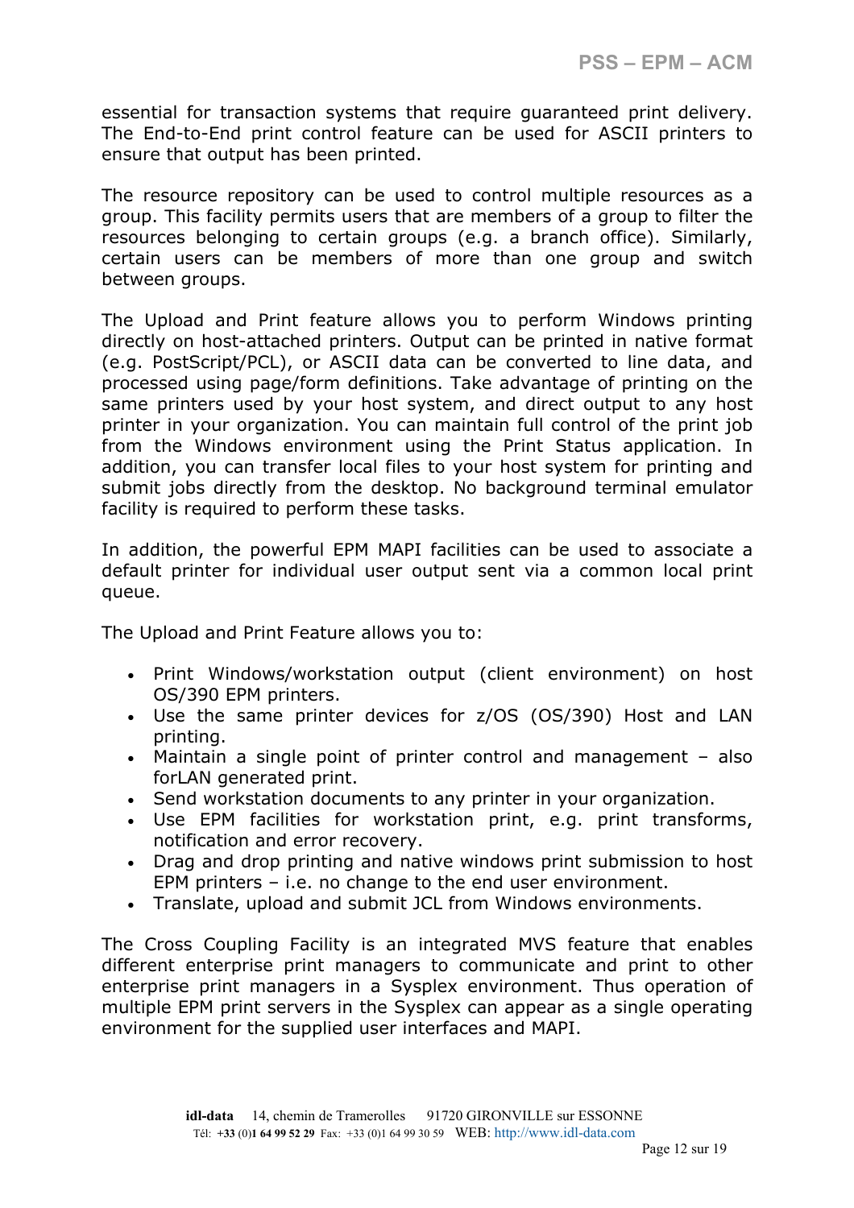essential for transaction systems that require guaranteed print delivery. The End-to-End print control feature can be used for ASCII printers to ensure that output has been printed.

The resource repository can be used to control multiple resources as a group. This facility permits users that are members of a group to filter the resources belonging to certain groups (e.g. a branch office). Similarly, certain users can be members of more than one group and switch between groups.

The Upload and Print feature allows you to perform Windows printing directly on host-attached printers. Output can be printed in native format (e.g. PostScript/PCL), or ASCII data can be converted to line data, and processed using page/form definitions. Take advantage of printing on the same printers used by your host system, and direct output to any host printer in your organization. You can maintain full control of the print job from the Windows environment using the Print Status application. In addition, you can transfer local files to your host system for printing and submit jobs directly from the desktop. No background terminal emulator facility is required to perform these tasks.

In addition, the powerful EPM MAPI facilities can be used to associate a default printer for individual user output sent via a common local print queue.

The Upload and Print Feature allows you to:

- Print Windows/workstation output (client environment) on host OS/390 EPM printers.
- Use the same printer devices for z/OS (OS/390) Host and LAN printing.
- Maintain a single point of printer control and management – also forLAN generated print.
- Send workstation documents to any printer in your organization.
- Use EPM facilities for workstation print, e.g. print transforms, notification and error recovery.
- Drag and drop printing and native windows print submission to host EPM printers – i.e. no change to the end user environment.
- Translate, upload and submit JCL from Windows environments.

The Cross Coupling Facility is an integrated MVS feature that enables different enterprise print managers to communicate and print to other enterprise print managers in a Sysplex environment. Thus operation of multiple EPM print servers in the Sysplex can appear as a single operating environment for the supplied user interfaces and MAPI.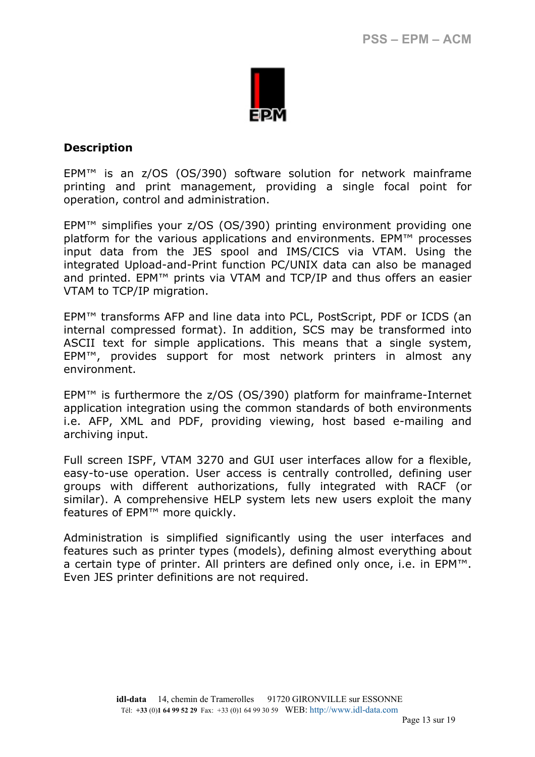## Description

EPM™ is an z/OS (OS/390) software solution for network mainframe printing and print management, providing a single focal point for operation, control and administration.

EPM™ simplifies your z/OS (OS/390) printing environment providing one platform for the various applications and environments. EPM™ processes input data from the JES spool and IMS/CICS via VTAM. Using the integrated Upload-and-Print function PC/UNIX data can also be managed and printed. EPM™ prints via VTAM and TCP/IP and thus offers an easier VTAM to TCP/IP migration.

EPM™ transforms AFP and line data into PCL, PostScript, PDF or ICDS (an internal compressed format). In addition, SCS may be transformed into ASCII text for simple applications. This means that a single system, EPM™, provides support for most network printers in almost any environment.

EPM™ is furthermore the z/OS (OS/390) platform for mainframe-Internet application integration using the common standards of both environments i.e. AFP, XML and PDF, providing viewing, host based e-mailing and archiving input.

Full screen ISPF, VTAM 3270 and GUI user interfaces allow for a flexible, easy-to-use operation. User access is centrally controlled, defining user groups with different authorizations, fully integrated with RACF (or similar). A comprehensive HELP system lets new users exploit the many features of EPM™ more quickly.

Administration is simplified significantly using the user interfaces and features such as printer types (models), defining almost everything about a certain type of printer. All printers are defined only once, i.e. in EPM™. Even JES printer definitions are not required.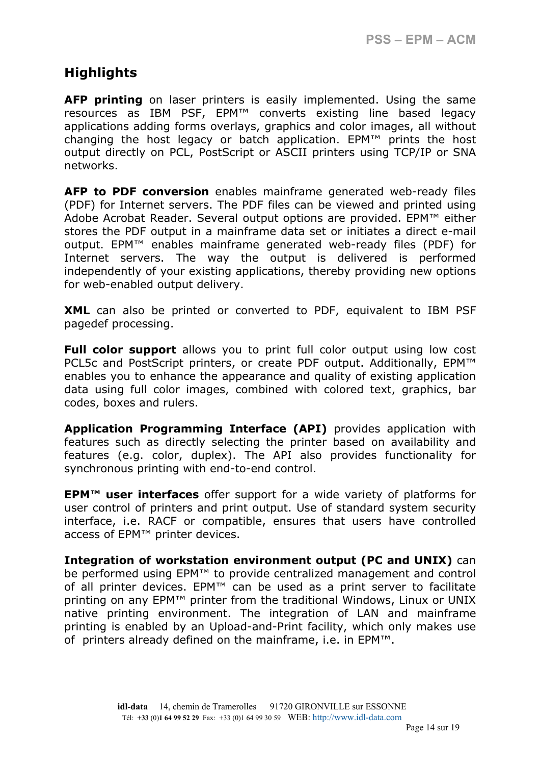## Highlights

**AFP printing** on laser printers is easily implemented. Using the same resources as IBM PSF, EPM™ converts existing line based legacy applications adding forms overlays, graphics and color images, all without changing the host legacy or batch application. EPM™ prints the host output directly on PCL, PostScript or ASCII printers using TCP/IP or SNA networks.

**AFP to PDF conversion** enables mainframe generated web-ready files (PDF) for Internet servers. The PDF files can be viewed and printed using Adobe Acrobat Reader. Several output options are provided. EPM™ either stores the PDF output in a mainframe data set or initiates a direct e-mail output. EPM™ enables mainframe generated web-ready files (PDF) for Internet servers. The way the output is delivered is performed independently of your existing applications, thereby providing new options for web-enabled output delivery.

**XML** can also be printed or converted to PDF, equivalent to IBM PSF pagedef processing.

**Full color support** allows you to print full color output using low cost PCL5c and PostScript printers, or create PDF output. Additionally, EPM™ enables you to enhance the appearance and quality of existing application data using full color images, combined with colored text, graphics, bar codes, boxes and rulers.

**Application Programming Interface (API)** provides application with features such as directly selecting the printer based on availability and features (e.g. color, duplex). The API also provides functionality for synchronous printing with end-to-end control.

**EPM™ user interfaces** offer support for a wide variety of platforms for user control of printers and print output. Use of standard system security interface, i.e. RACF or compatible, ensures that users have controlled access of EPM™ printer devices.

**Integration of workstation environment output (PC and UNIX)** can be performed using EPM™ to provide centralized management and control of all printer devices. EPM™ can be used as a print server to facilitate printing on any EPM™ printer from the traditional Windows, Linux or UNIX native printing environment. The integration of LAN and mainframe printing is enabled by an Upload-and-Print facility, which only makes use of printers already defined on the mainframe, i.e. in EPM™.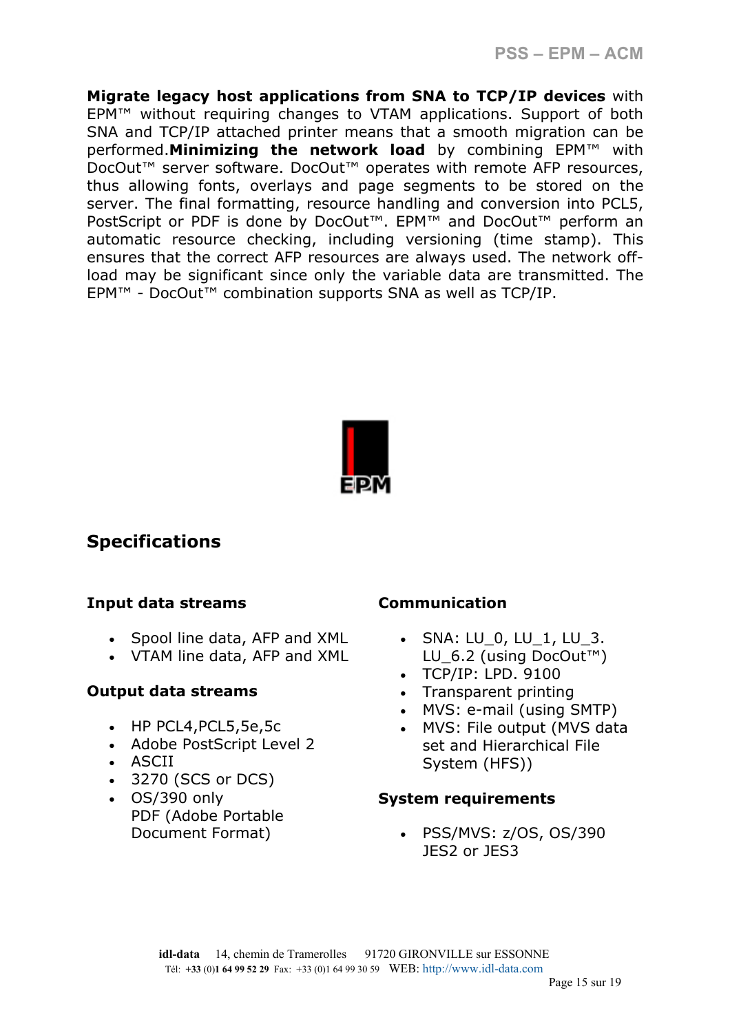**Migrate legacy host applications from SNA to TCP/IP devices** with EPM™ without requiring changes to VTAM applications. Support of both SNA and TCP/IP attached printer means that a smooth migration can be performed.**Minimizing the network load** by combining EPM™ with DocOut™ server software. DocOut™ operates with remote AFP resources, thus allowing fonts, overlays and page segments to be stored on the server. The final formatting, resource handling and conversion into PCL5, PostScript or PDF is done by DocOut™. EPM™ and DocOut™ perform an automatic resource checking, including versioning (time stamp). This ensures that the correct AFP resources are always used. The network off-load may be significant since only the variable data are transmitted. The EPM™ - DocOut™ combination supports SNA as well as TCP/IP.

EPM

## Specifications

### Input data streams

- Spool line data, AFP and XML
- VTAM line data, AFP and XML

### Output data streams

- HP PCL4,PCL5,5e,5c
- Adobe PostScript Level 2
- ASCII
- 3270 (SCS or DCS)
- OS/390 only
  PDF (Adobe Portable Document Format)

### Communication

- SNA: LU_0, LU_1, LU_3. LU_6.2 (using DocOut™)
- TCP/IP: LPD. 9100
- Transparent printing
- MVS: e-mail (using SMTP)
- MVS: File output (MVS data set and Hierarchical File System (HFS))

### System requirements

- PSS/MVS: z/OS, OS/390 JES2 or JES3

**idl-data** 14, chemin de Tramerolles 91720 GIRONVILLE sur ESSONNE
Tél: **+33** (0)**1 64 99 52 29** Fax: +33 (0)1 64 99 30 59 WEB: http://www.idl-data.com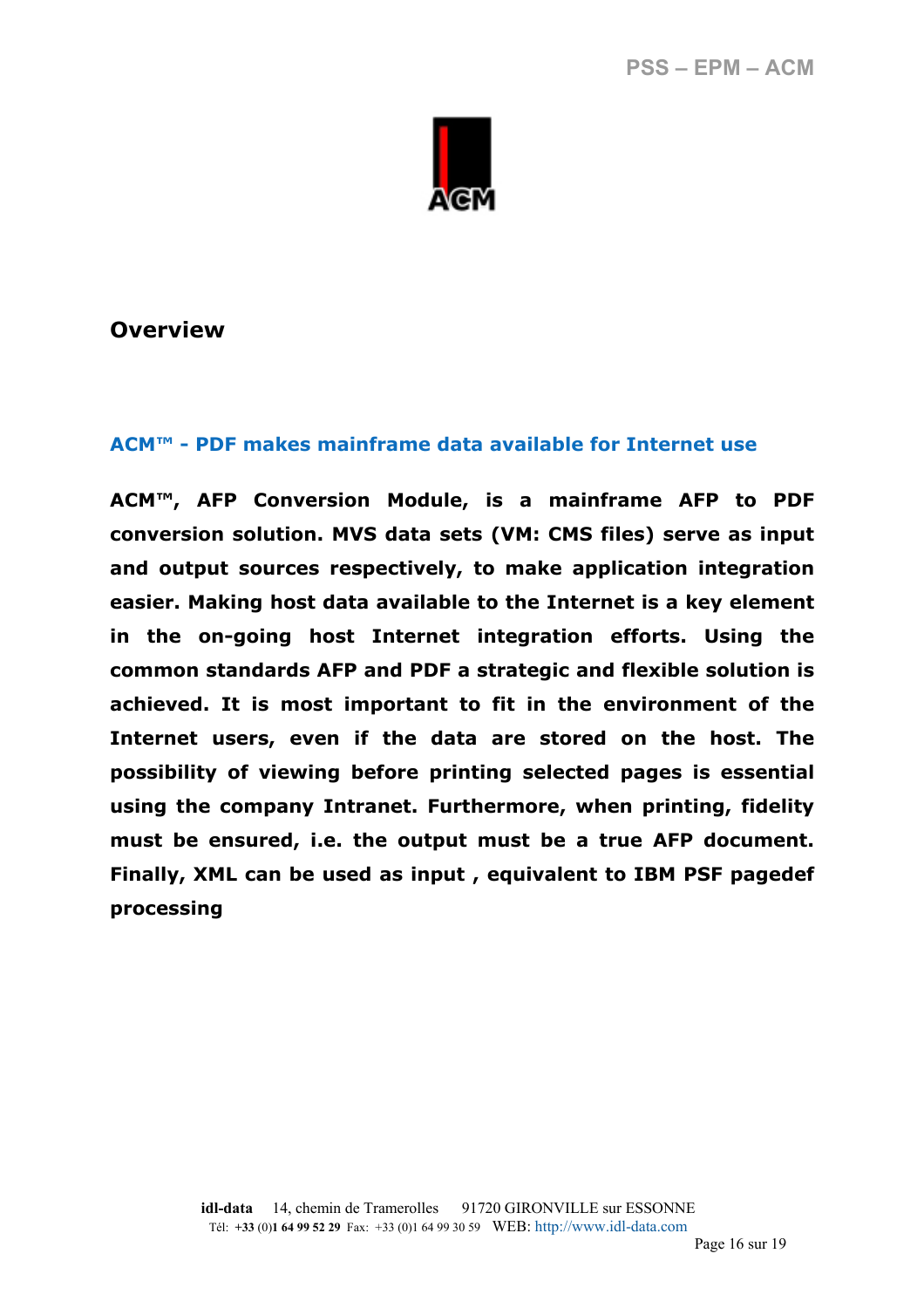## Overview

### ACM™ - PDF makes mainframe data available for Internet use

**ACM™, AFP Conversion Module, is a mainframe AFP to PDF conversion solution. MVS data sets (VM: CMS files) serve as input and output sources respectively, to make application integration easier. Making host data available to the Internet is a key element in the on-going host Internet integration efforts. Using the common standards AFP and PDF a strategic and flexible solution is achieved. It is most important to fit in the environment of the Internet users, even if the data are stored on the host. The possibility of viewing before printing selected pages is essential using the company Intranet. Furthermore, when printing, fidelity must be ensured, i.e. the output must be a true AFP document. Finally, XML can be used as input , equivalent to IBM PSF pagedef processing**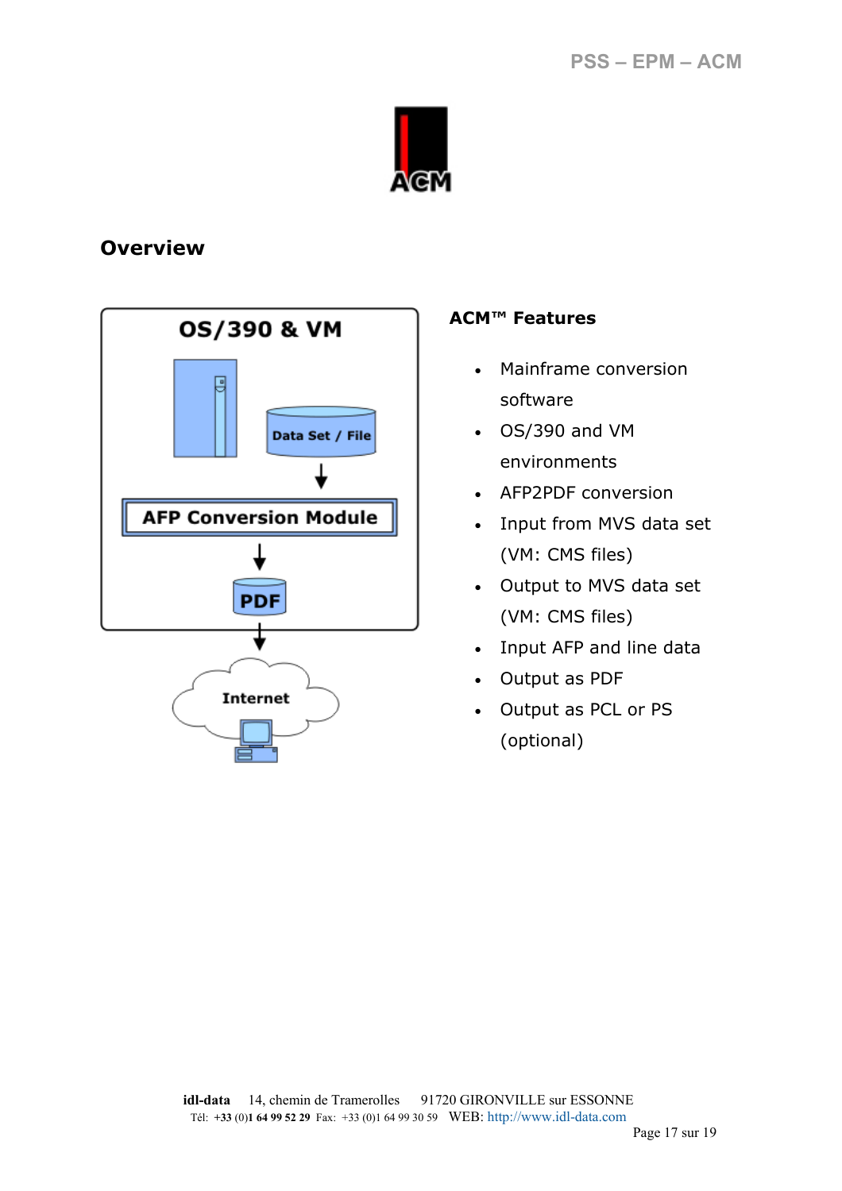## Overview

OS/390 & VM

Data Set / File

AFP Conversion Module

PDF

Internet

### ACM™ Features

- Mainframe conversion software
- OS/390 and VM environments
- AFP2PDF conversion
- Input from MVS data set (VM: CMS files)
- Output to MVS data set (VM: CMS files)
- Input AFP and line data
- Output as PDF
- Output as PCL or PS (optional)

**idl-data** 14, chemin de Tramerolles 91720 GIRONVILLE sur ESSONNE
Tél: +33 (0)1 64 99 52 29 Fax: +33 (0)1 64 99 30 59 WEB: http://www.idl-data.com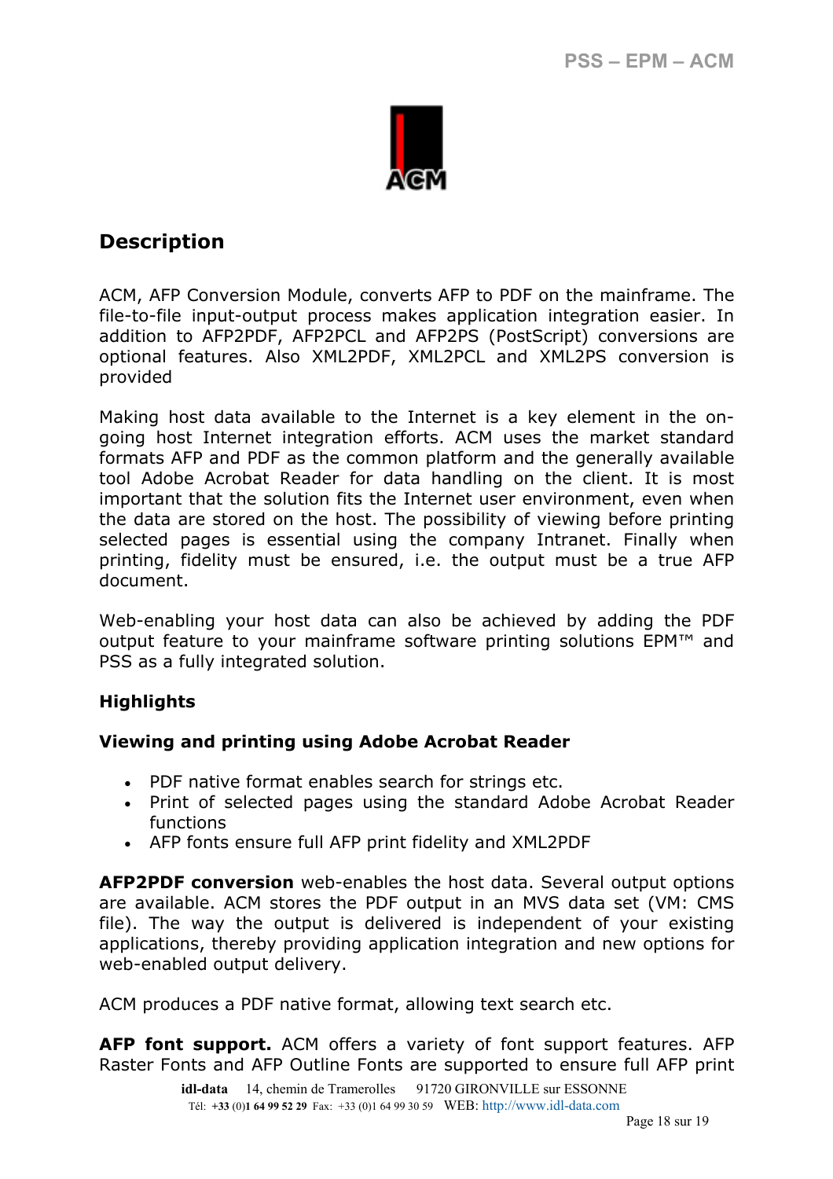## Description

ACM, AFP Conversion Module, converts AFP to PDF on the mainframe. The file-to-file input-output process makes application integration easier. In addition to AFP2PDF, AFP2PCL and AFP2PS (PostScript) conversions are optional features. Also XML2PDF, XML2PCL and XML2PS conversion is provided

Making host data available to the Internet is a key element in the on-going host Internet integration efforts. ACM uses the market standard formats AFP and PDF as the common platform and the generally available tool Adobe Acrobat Reader for data handling on the client. It is most important that the solution fits the Internet user environment, even when the data are stored on the host. The possibility of viewing before printing selected pages is essential using the company Intranet. Finally when printing, fidelity must be ensured, i.e. the output must be a true AFP document.

Web-enabling your host data can also be achieved by adding the PDF output feature to your mainframe software printing solutions EPM™ and PSS as a fully integrated solution.

**Highlights**

**Viewing and printing using Adobe Acrobat Reader**

- PDF native format enables search for strings etc.
- Print of selected pages using the standard Adobe Acrobat Reader functions
- AFP fonts ensure full AFP print fidelity and XML2PDF

**AFP2PDF conversion** web-enables the host data. Several output options are available. ACM stores the PDF output in an MVS data set (VM: CMS file). The way the output is delivered is independent of your existing applications, thereby providing application integration and new options for web-enabled output delivery.

ACM produces a PDF native format, allowing text search etc.

**AFP font support.** ACM offers a variety of font support features. AFP Raster Fonts and AFP Outline Fonts are supported to ensure full AFP print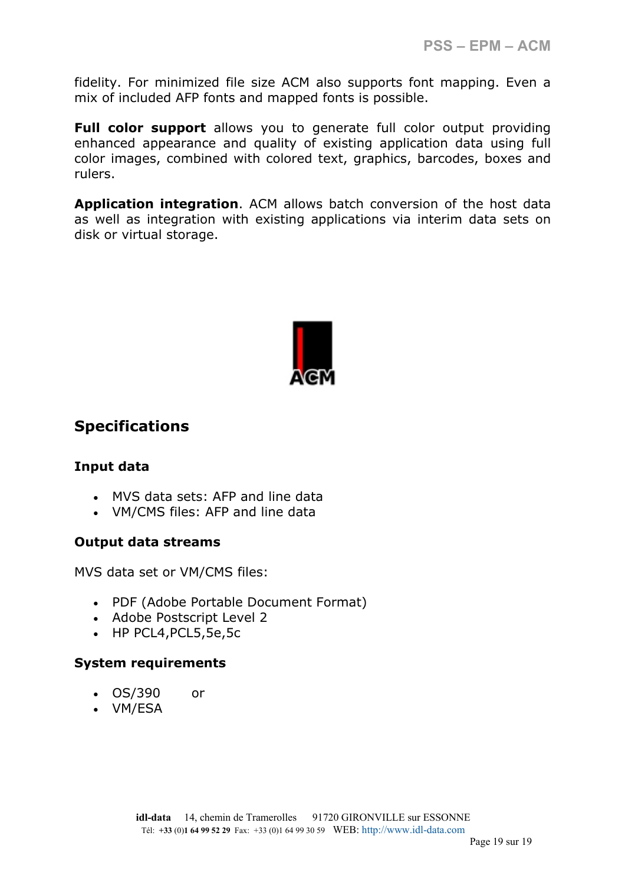fidelity. For minimized file size ACM also supports font mapping. Even a mix of included AFP fonts and mapped fonts is possible.

**Full color support** allows you to generate full color output providing enhanced appearance and quality of existing application data using full color images, combined with colored text, graphics, barcodes, boxes and rulers.

**Application integration**. ACM allows batch conversion of the host data as well as integration with existing applications via interim data sets on disk or virtual storage.

## Specifications

### Input data

- MVS data sets: AFP and line data
- VM/CMS files: AFP and line data

### Output data streams

MVS data set or VM/CMS files:

- PDF (Adobe Portable Document Format)
- Adobe Postscript Level 2
- HP PCL4,PCL5,5e,5c

### System requirements

- OS/390 or
- VM/ESA

**idl-data** 14, chemin de Tramerolles 91720 GIRONVILLE sur ESSONNE
Tél: **+33** (0)**1 64 99 52 29** Fax: +33 (0)1 64 99 30 59 WEB: http://www.idl-data.com